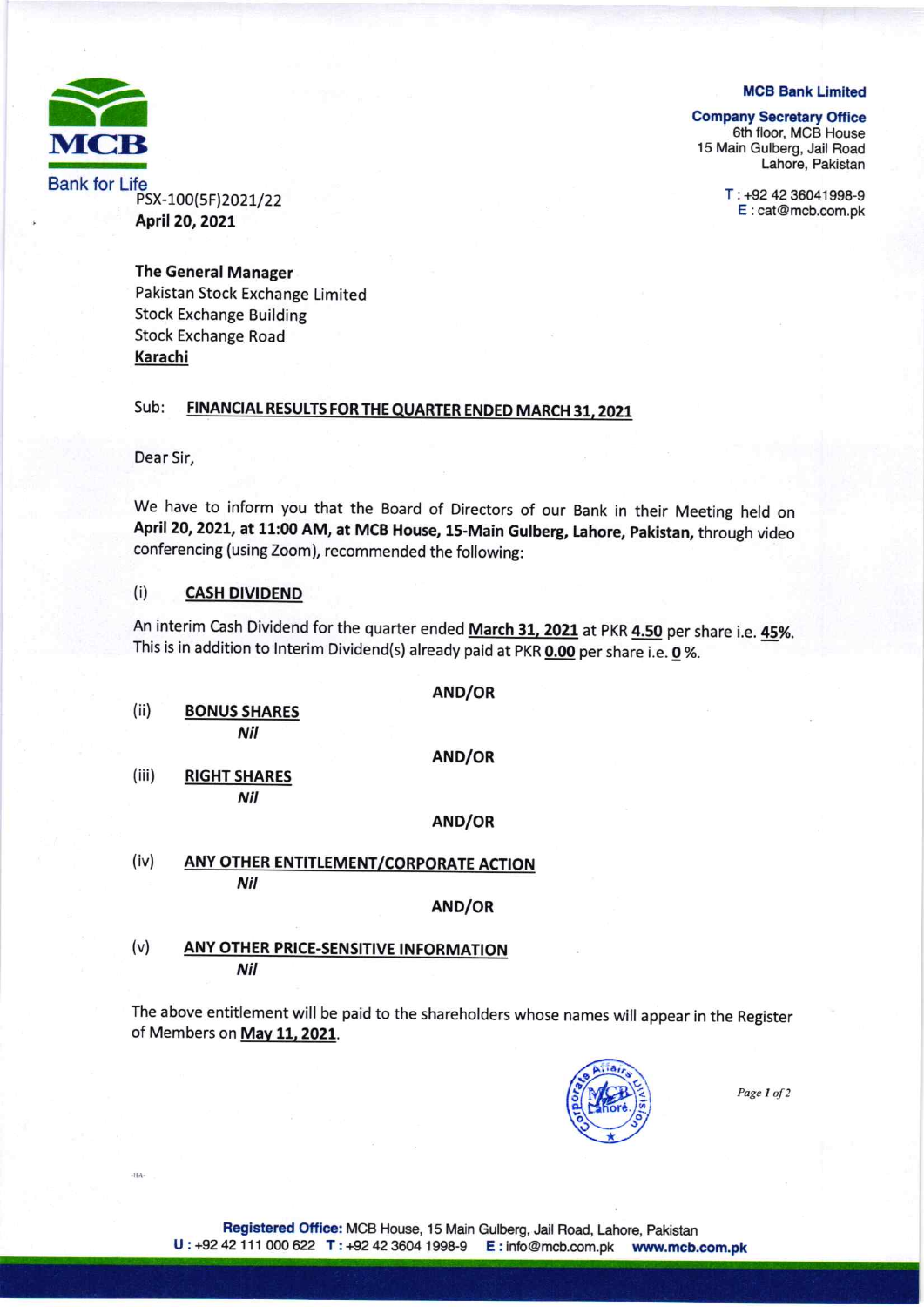**MCB Bank Limited**

**Company Secretary Office**
6th floor, MCB House
15 Main Gulberg, Jail Road
Lahore, Pakistan

T : +92 42 36041998-9
E : cat@mcb.com.pk

MCB
Bank for Life

PSX-100(5F)2021/22
**April 20, 2021**

**The General Manager**
Pakistan Stock Exchange Limited
Stock Exchange Building
Stock Exchange Road
**Karachi**

Sub: **FINANCIAL RESULTS FOR THE QUARTER ENDED MARCH 31, 2021**

Dear Sir,

We have to inform you that the Board of Directors of our Bank in their Meeting held on **April 20, 2021, at 11:00 AM, at MCB House, 15-Main Gulberg, Lahore, Pakistan,** through video conferencing (using Zoom), recommended the following:

(i) **CASH DIVIDEND**

An interim Cash Dividend for the quarter ended **March 31, 2021** at PKR **4.50** per share i.e. **45%**. This is in addition to Interim Dividend(s) already paid at PKR **0.00** per share i.e. **0** %.

**AND/OR**

(ii) **BONUS SHARES**
***Nil***

**AND/OR**

(iii) **RIGHT SHARES**
***Nil***

**AND/OR**

(iv) **ANY OTHER ENTITLEMENT/CORPORATE ACTION**
***Nil***

**AND/OR**

(v) **ANY OTHER PRICE-SENSITIVE INFORMATION**
***Nil***

The above entitlement will be paid to the shareholders whose names will appear in the Register of Members on **May 11, 2021**.

**Registered Office:** MCB House, 15 Main Gulberg, Jail Road, Lahore, Pakistan
**U :** +92 42 111 000 622 **T :** +92 42 3604 1998-9 **E :** info@mcb.com.pk **www.mcb.com.pk**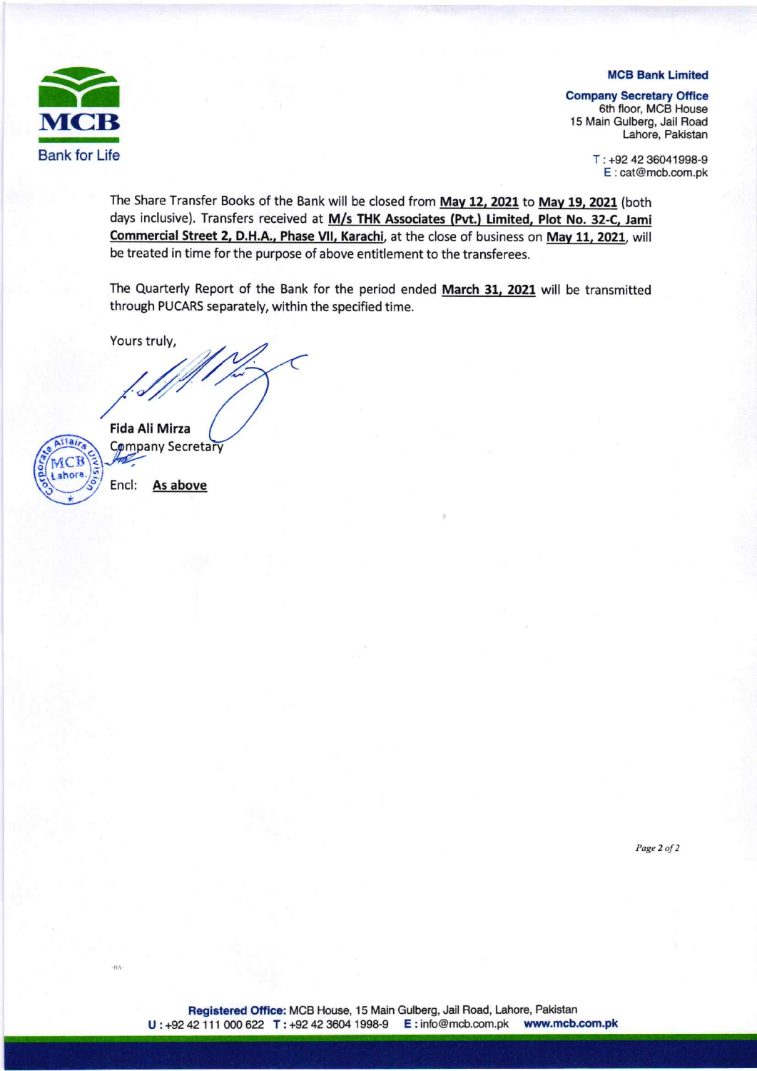**MCB Bank Limited**

**Company Secretary Office**
6th floor, MCB House
15 Main Gulberg, Jail Road
Lahore, Pakistan

T : +92 42 36041998-9
E : cat@mcb.com.pk

The Share Transfer Books of the Bank will be closed from **May 12, 2021** to **May 19, 2021** (both days inclusive). Transfers received at **M/s THK Associates (Pvt.) Limited, Plot No. 32-C, Jami Commercial Street 2, D.H.A., Phase VII, Karachi**, at the close of business on **May 11, 2021**, will be treated in time for the purpose of above entitlement to the transferees.

The Quarterly Report of the Bank for the period ended **March 31, 2021** will be transmitted through PUCARS separately, within the specified time.

Yours truly,

**Fida Ali Mirza**
Company Secretary

Encl: **As above**

**Registered Office:** MCB House, 15 Main Gulberg, Jail Road, Lahore, Pakistan
**U :** +92 42 111 000 622 **T :** +92 42 3604 1998-9 **E :** info@mcb.com.pk **www.mcb.com.pk**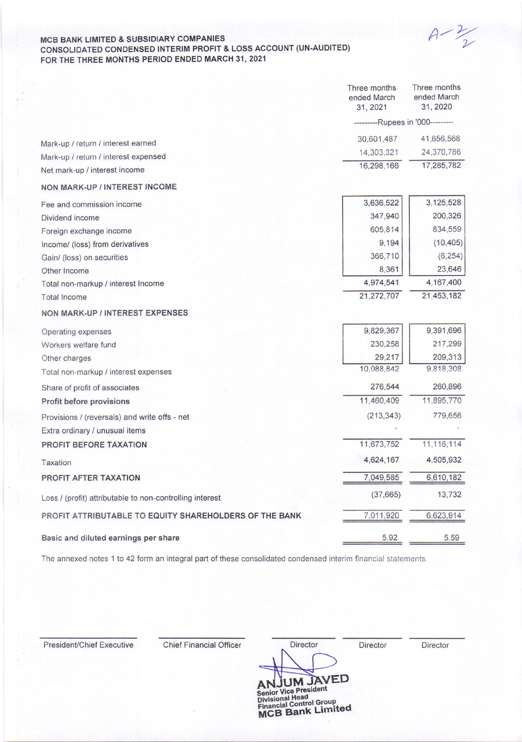A- 2/2

# MCB BANK LIMITED & SUBSIDIARY COMPANIES
## CONSOLIDATED CONDENSED INTERIM PROFIT & LOSS ACCOUNT (UN-AUDITED)
## FOR THE THREE MONTHS PERIOD ENDED MARCH 31, 2021

| | Three months ended March 31, 2021 | Three months ended March 31, 2020 |
|---|---|---|
| | ---------Rupees in '000--------- | |
| Mark-up / return / interest earned | 30,601,487 | 41,656,568 |
| Mark-up / return / interest expensed | 14,303,321 | 24,370,786 |
| Net mark-up / interest income | 16,298,166 | 17,285,782 |
| **NON MARK-UP / INTEREST INCOME** | | |
| Fee and commission income | 3,636,522 | 3,125,528 |
| Dividend income | 347,940 | 200,326 |
| Foreign exchange income | 605,814 | 834,559 |
| Income/ (loss) from derivatives | 9,194 | (10,405) |
| Gain/ (loss) on securities | 366,710 | (6,254) |
| Other Income | 8,361 | 23,646 |
| Total non-markup / interest Income | 4,974,541 | 4,167,400 |
| Total Income | 21,272,707 | 21,453,182 |
| **NON MARK-UP / INTEREST EXPENSES** | | |
| Operating expenses | 9,829,367 | 9,391,696 |
| Workers welfare fund | 230,258 | 217,299 |
| Other charges | 29,217 | 209,313 |
| Total non-markup / interest expenses | 10,088,842 | 9,818,308 |
| Share of profit of associates | 276,544 | 260,896 |
| **Profit before provisions** | 11,460,409 | 11,895,770 |
| Provisions / (reversals) and write offs - net | (213,343) | 779,656 |
| Extra ordinary / unusual items | - | - |
| **PROFIT BEFORE TAXATION** | 11,673,752 | 11,116,114 |
| Taxation | 4,624,167 | 4,505,932 |
| **PROFIT AFTER TAXATION** | 7,049,585 | 6,610,182 |
| Loss / (profit) attributable to non-controlling interest | (37,665) | 13,732 |
| **PROFIT ATTRIBUTABLE TO EQUITY SHAREHOLDERS OF THE BANK** | 7,011,920 | 6,623,914 |
| **Basic and diluted earnings per share** | 5.92 | 5.59 |

The annexed notes 1 to 42 form an integral part of these consolidated condensed interim financial statements.

President/Chief Executive | Chief Financial Officer | Director | Director | Director

ANJUM JAVED
Senior Vice President
Divisional Head
Financial Control Group
MCB Bank Limited